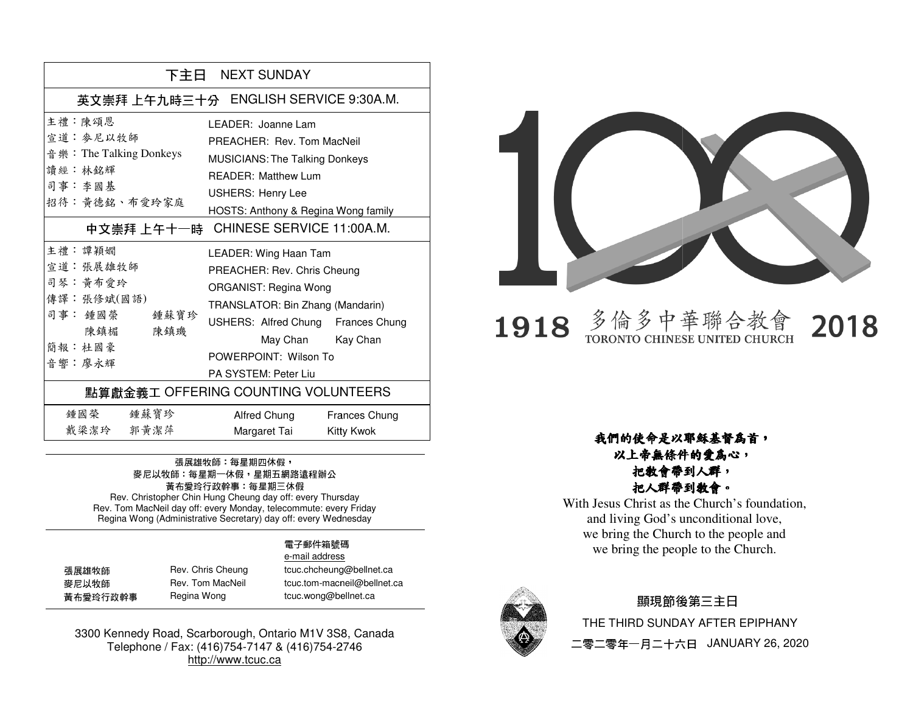## 下主日 NEXT SUNDAY

### 英文崇拜 上午九時三十分 ENGLISH SERVICE 9:30A.M.

| | |
|---|---|
| 主禮：陳頌恩 | LEADER: Joanne Lam |
| 宣道：麥尼以牧師 | PREACHER: Rev. Tom MacNeil |
| 音樂：The Talking Donkeys | MUSICIANS: The Talking Donkeys |
| 讀經：林銘輝 | READER: Matthew Lum |
| 司事：李國基 | USHERS: Henry Lee |
| 招待：黃德銘、布愛玲家庭 | HOSTS: Anthony & Regina Wong family |

### 中文崇拜 上午十一時 CHINESE SERVICE 11:00A.M.

| | |
|---|---|
| 主禮：譚穎嫺 | LEADER: Wing Haan Tam |
| 宣道：張展雄牧師 | PREACHER: Rev. Chris Cheung |
| 司琴：黃布愛玲 | ORGANIST: Regina Wong |
| 傳譯：張修斌(國語) | TRANSLATOR: Bin Zhang (Mandarin) |
| 司事：鍾國榮 鍾蘇寶珍 陳鎮楣 陳鎮璣 | USHERS: Alfred Chung, Frances Chung, May Chan, Kay Chan |
| 簡報：杜國豪 | POWERPOINT: Wilson To |
| 音響：廖永輝 | PA SYSTEM: Peter Liu |

### 點算獻金義工 OFFERING COUNTING VOLUNTEERS

| | | | |
|---|---|---|---|
| 鍾國榮 | 鍾蘇寶珍 | Alfred Chung | Frances Chung |
| 戴梁潔玲 | 郭黃潔萍 | Margaret Tai | Kitty Kwok |

張展雄牧師：每星期四休假，
麥尼以牧師：每星期一休假，星期五網路遠程辦公
黃布愛玲行政幹事：每星期三休假
Rev. Christopher Chin Hung Cheung day off: every Thursday
Rev. Tom MacNeil day off: every Monday, telecommute: every Friday
Regina Wong (Administrative Secretary) day off: every Wednesday

| | | 電子郵件箱號碼 e-mail address |
|---|---|---|
| 張展雄牧師 | Rev. Chris Cheung | tcuc.chcheung@bellnet.ca |
| 麥尼以牧師 | Rev. Tom MacNeil | tcuc.tom-macneil@bellnet.ca |
| 黃布愛玲行政幹事 | Regina Wong | tcuc.wong@bellnet.ca |

3300 Kennedy Road, Scarborough, Ontario M1V 3S8, Canada
Telephone / Fax: (416)754-7147 & (416)754-2746
http://www.tcuc.ca

# 100

# 1918 多倫多中華聯合教會 TORONTO CHINESE UNITED CHURCH 2018

***我們的使命是以耶穌基督爲首，***
***以上帝無條件的愛爲心，***
***把教會帶到人群，***
***把人群帶到教會。***

With Jesus Christ as the Church's foundation,
and living God's unconditional love,
we bring the Church to the people and
we bring the people to the Church.

顯現節後第三主日
THE THIRD SUNDAY AFTER EPIPHANY
二零二零年一月二十六日 JANUARY 26, 2020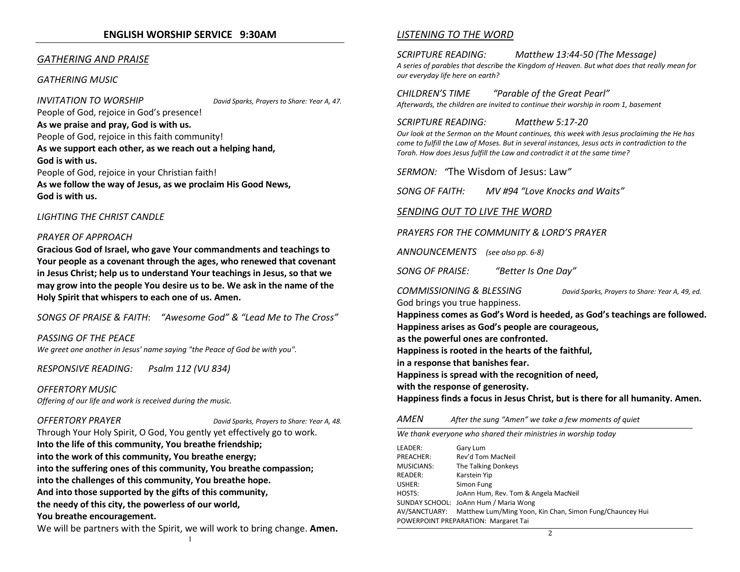## ENGLISH WORSHIP SERVICE 9:30AM

### *GATHERING AND PRAISE*

*GATHERING MUSIC*

*INVITATION TO WORSHIP* — *David Sparks, Prayers to Share: Year A, 47.*

People of God, rejoice in God's presence!
**As we praise and pray, God is with us.**
People of God, rejoice in this faith community!
**As we support each other, as we reach out a helping hand, God is with us.**
People of God, rejoice in your Christian faith!
**As we follow the way of Jesus, as we proclaim His Good News, God is with us.**

*LIGHTING THE CHRIST CANDLE*

*PRAYER OF APPROACH*

**Gracious God of Israel, who gave Your commandments and teachings to Your people as a covenant through the ages, who renewed that covenant in Jesus Christ; help us to understand Your teachings in Jesus, so that we may grow into the people You desire us to be. We ask in the name of the Holy Spirit that whispers to each one of us. Amen.**

*SONGS OF PRAISE & FAITH*: *"Awesome God" & "Lead Me to The Cross"*

*PASSING OF THE PEACE*
*We greet one another in Jesus' name saying "the Peace of God be with you".*

*RESPONSIVE READING:* *Psalm 112 (VU 834)*

*OFFERTORY MUSIC*
*Offering of our life and work is received during the music.*

*OFFERTORY PRAYER* — *David Sparks, Prayers to Share: Year A, 48.*

Through Your Holy Spirit, O God, You gently yet effectively go to work.
**Into the life of this community, You breathe friendship;**
**into the work of this community, You breathe energy;**
**into the suffering ones of this community, You breathe compassion;**
**into the challenges of this community, You breathe hope.**
**And into those supported by the gifts of this community,**
**the needy of this city, the powerless of our world,**
**You breathe encouragement.**
We will be partners with the Spirit, we will work to bring change. **Amen.**

### *LISTENING TO THE WORD*

*SCRIPTURE READING:* *Matthew 13:44-50 (The Message)*
*A series of parables that describe the Kingdom of Heaven. But what does that really mean for our everyday life here on earth?*

*CHILDREN'S TIME* *"Parable of the Great Pearl"*
*Afterwards, the children are invited to continue their worship in room 1, basement*

*SCRIPTURE READING:* *Matthew 5:17-20*
*Our look at the Sermon on the Mount continues, this week with Jesus proclaiming the He has come to fulfill the Law of Moses. But in several instances, Jesus acts in contradiction to the Torah. How does Jesus fulfill the Law and contradict it at the same time?*

*SERMON:* "The Wisdom of Jesus: Law"

*SONG OF FAITH:* *MV #94 "Love Knocks and Waits"*

### *SENDING OUT TO LIVE THE WORD*

*PRAYERS FOR THE COMMUNITY & LORD'S PRAYER*

*ANNOUNCEMENTS* *(see also pp. 6-8)*

*SONG OF PRAISE:* *"Better Is One Day"*

*COMMISSIONING & BLESSING* — *David Sparks, Prayers to Share: Year A, 49, ed.*

God brings you true happiness.
**Happiness comes as God's Word is heeded, as God's teachings are followed.**
**Happiness arises as God's people are courageous,**
**as the powerful ones are confronted.**
**Happiness is rooted in the hearts of the faithful,**
**in a response that banishes fear.**
**Happiness is spread with the recognition of need,**
**with the response of generosity.**
**Happiness finds a focus in Jesus Christ, but is there for all humanity. Amen.**

*AMEN* *After the sung "Amen" we take a few moments of quiet*

*We thank everyone who shared their ministries in worship today*

| | |
|---|---|
| LEADER: | Gary Lum |
| PREACHER: | Rev'd Tom MacNeil |
| MUSICIANS: | The Talking Donkeys |
| READER: | Karstein Yip |
| USHER: | Simon Fung |
| HOSTS: | JoAnn Hum, Rev. Tom & Angela MacNeil |
| SUNDAY SCHOOL: | JoAnn Hum / Maria Wong |
| AV/SANCTUARY: | Matthew Lum/Ming Yoon, Kin Chan, Simon Fung/Chauncey Hui |
| POWERPOINT PREPARATION: | Margaret Tai |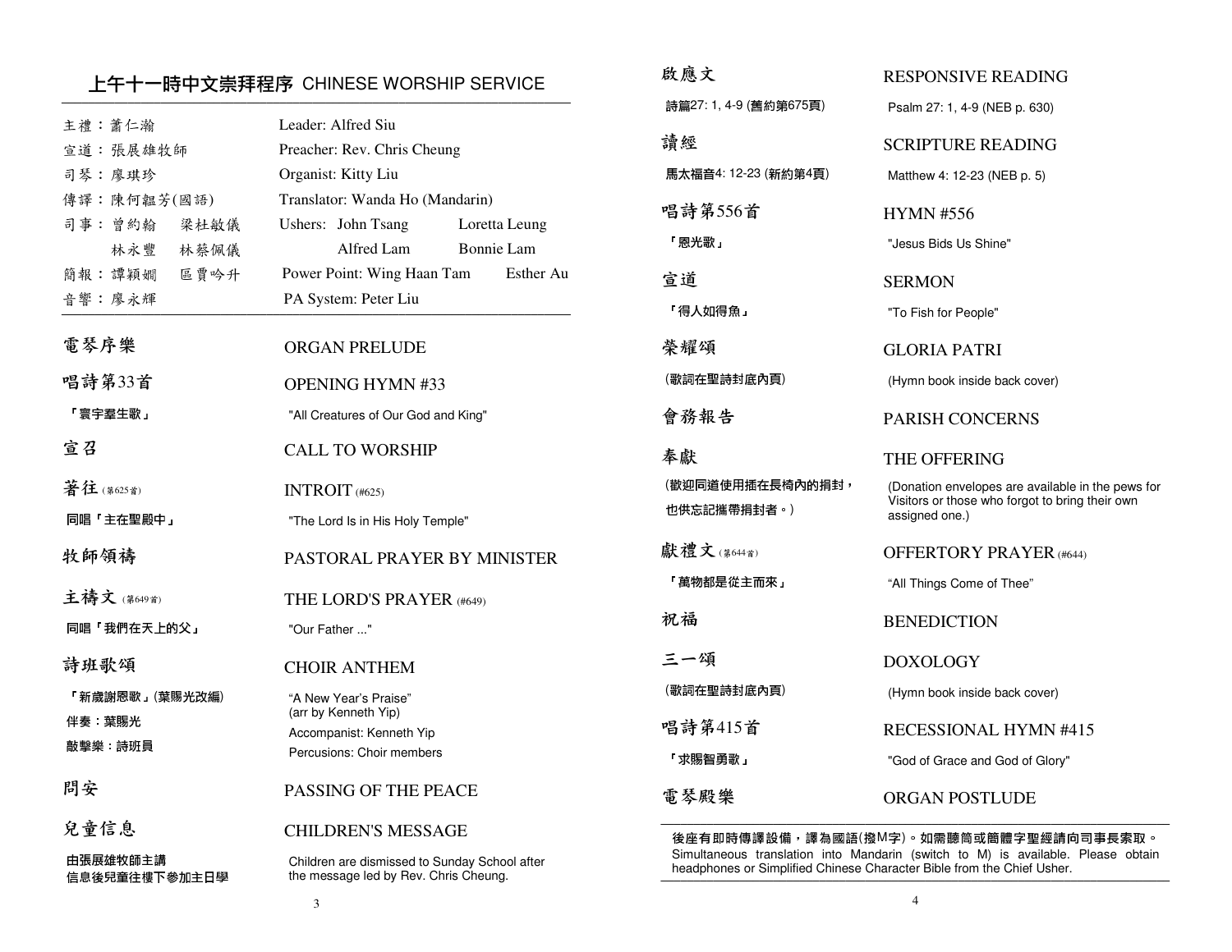## 上午十一時中文崇拜程序 CHINESE WORSHIP SERVICE

| | |
|---|---|
| 主禮：蕭仁瀚 | Leader: Alfred Siu |
| 宣道：張展雄牧師 | Preacher: Rev. Chris Cheung |
| 司琴：廖琪珍 | Organist: Kitty Liu |
| 傳譯：陳何韞芳(國語) | Translator: Wanda Ho (Mandarin) |
| 司事：曾約翰 梁杜敏儀 林永豐 林蔡佩儀 | Ushers: John Tsang, Loretta Leung, Alfred Lam, Bonnie Lam |
| 簡報：譚穎嫺 區賈吟升 | Power Point: Wing Haan Tam, Esther Au |
| 音響：廖永輝 | PA System: Peter Liu |

| | |
|---|---|
| **電琴序樂** | **ORGAN PRELUDE** |
| **唱詩第33首** 「寰宇羣生歌」 | **OPENING HYMN #33** "All Creatures of Our God and King" |
| **宣召** | **CALL TO WORSHIP** |
| **著往**(第625首) 同唱「主在聖殿中」 | **INTROIT** (#625) "The Lord Is in His Holy Temple" |
| **牧師領禱** | **PASTORAL PRAYER BY MINISTER** |
| **主禱文**(第649首) 同唱「我們在天上的父」 | **THE LORD'S PRAYER** (#649) "Our Father ..." |
| **詩班歌頌** 「新歲謝恩歌」(葉陽光改編) 伴奏：葉陽光 敲擊樂：詩班員 | **CHOIR ANTHEM** "A New Year's Praise" (arr by Kenneth Yip) Accompanist: Kenneth Yip Percusions: Choir members |
| **問安** | **PASSING OF THE PEACE** |
| **兒童信息** 由張展雄牧師主講 信息後兒童往樓下參加主日學 | **CHILDREN'S MESSAGE** Children are dismissed to Sunday School after the message led by Rev. Chris Cheung. |
| **啟應文** 詩篇27: 1, 4-9 (舊約第675頁) | **RESPONSIVE READING** Psalm 27: 1, 4-9 (NEB p. 630) |
| **讀經** 馬太福音4: 12-23 (新約第4頁) | **SCRIPTURE READING** Matthew 4: 12-23 (NEB p. 5) |
| **唱詩第556首** 「恩光歌」 | **HYMN #556** "Jesus Bids Us Shine" |
| **宣道** 「得人如得魚」 | **SERMON** "To Fish for People" |
| **榮耀頌** (歌詞在聖詩封底內頁) | **GLORIA PATRI** (Hymn book inside back cover) |
| **會務報告** | **PARISH CONCERNS** |
| **奉獻** (歡迎同道使用插在長椅內的捐封，也供忘記攜帶捐封者。) | **THE OFFERING** (Donation envelopes are available in the pews for Visitors or those who forgot to bring their own assigned one.) |
| **獻禮文**(第644首) 「萬物都是從主而來」 | **OFFERTORY PRAYER** (#644) "All Things Come of Thee" |
| **祝福** | **BENEDICTION** |
| **三一頌** (歌詞在聖詩封底內頁) | **DOXOLOGY** (Hymn book inside back cover) |
| **唱詩第415首** 「求賜智勇歌」 | **RECESSIONAL HYMN #415** "God of Grace and God of Glory" |
| **電琴殿樂** | **ORGAN POSTLUDE** |

**後座有即時傳譯設備，譯為國語(撥M字)。如需聽筒或簡體字聖經請向司事長索取。**
Simultaneous translation into Mandarin (switch to M) is available. Please obtain headphones or Simplified Chinese Character Bible from the Chief Usher.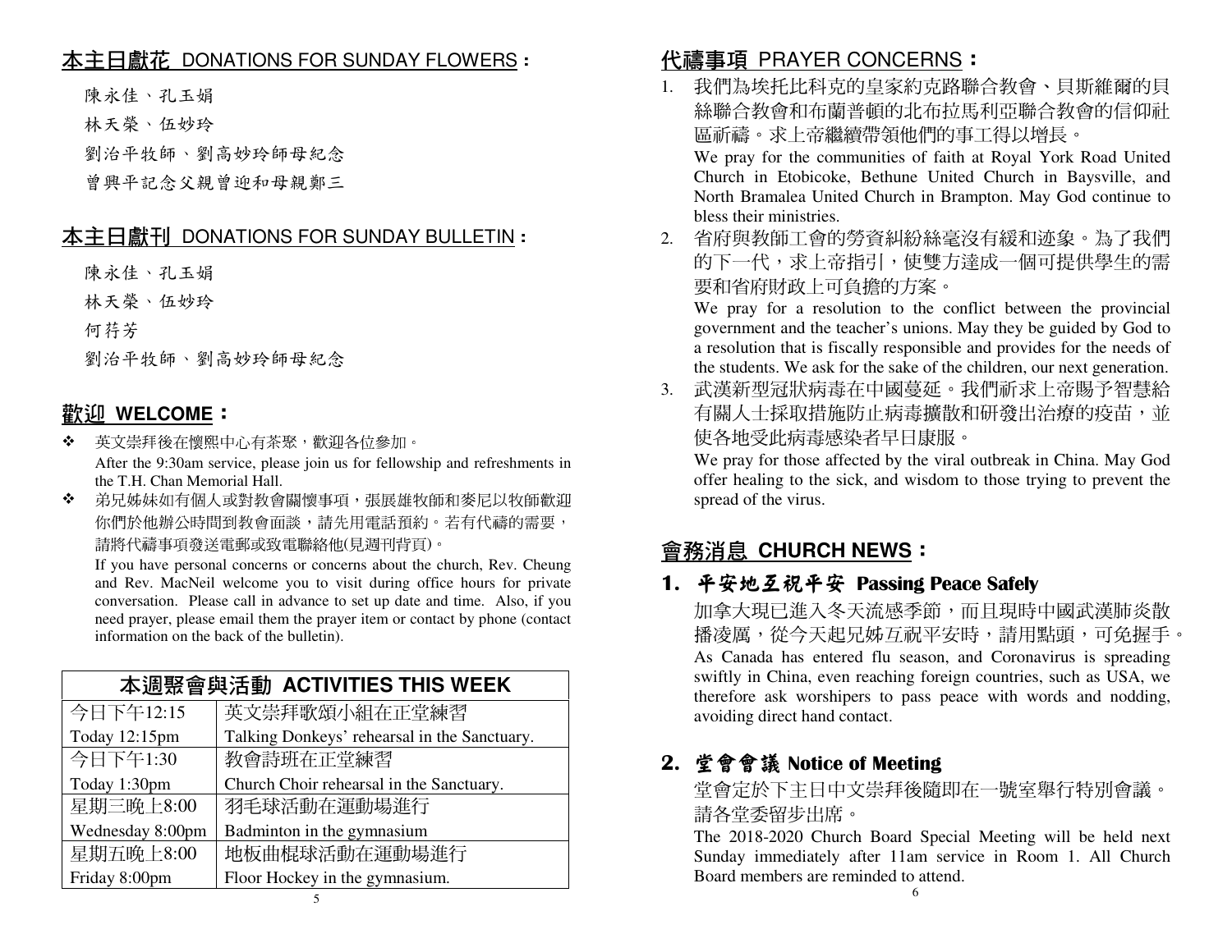## 本主日獻花 DONATIONS FOR SUNDAY FLOWERS：

陳永佳、孔玉娟

林天榮、伍妙玲

劉治平牧師、劉高妙玲師母紀念

曾興平記念父親曾迎和母親鄭三

## 本主日獻刊 DONATIONS FOR SUNDAY BULLETIN：

陳永佳、孔玉娟

林天榮、伍妙玲

何荇芳

劉治平牧師、劉高妙玲師母紀念

## 歡迎 WELCOME：

- 英文崇拜後在懷熙中心有茶聚，歡迎各位參加。
  After the 9:30am service, please join us for fellowship and refreshments in the T.H. Chan Memorial Hall.
- 弟兄姊妹如有個人或對教會關懷事項，張展雄牧師和麥尼以牧師歡迎你們於他辦公時間到教會面談，請先用電話預約。若有代禱的需要，請將代禱事項發送電郵或致電聯絡他(見週刊背頁)。
  If you have personal concerns or concerns about the church, Rev. Cheung and Rev. MacNeil welcome you to visit during office hours for private conversation. Please call in advance to set up date and time. Also, if you need prayer, please email them the prayer item or contact by phone (contact information on the back of the bulletin).

| 本週聚會與活動 ACTIVITIES THIS WEEK | |
|---|---|
| 今日下午12:15 | 英文崇拜歌頌小組在正堂練習 |
| Today 12:15pm | Talking Donkeys' rehearsal in the Sanctuary. |
| 今日下午1:30 | 教會詩班在正堂練習 |
| Today 1:30pm | Church Choir rehearsal in the Sanctuary. |
| 星期三晚上8:00 | 羽毛球活動在運動場進行 |
| Wednesday 8:00pm | Badminton in the gymnasium |
| 星期五晚上8:00 | 地板曲棍球活動在運動場進行 |
| Friday 8:00pm | Floor Hockey in the gymnasium. |

## 代禱事項 PRAYER CONCERNS：

1. 我們為埃托比科克的皇家約克路聯合教會、貝斯維爾的貝絲聯合教會和布蘭普頓的北布拉馬利亞聯合教會的信仰社區祈禱。求上帝繼續帶領他們的事工得以增長。
   We pray for the communities of faith at Royal York Road United Church in Etobicoke, Bethune United Church in Baysville, and North Bramalea United Church in Brampton. May God continue to bless their ministries.
2. 省府與教師工會的勞資糾紛絲毫沒有緩和迹象。為了我們的下一代，求上帝指引，使雙方達成一個可提供學生的需要和省府財政上可負擔的方案。
   We pray for a resolution to the conflict between the provincial government and the teacher's unions. May they be guided by God to a resolution that is fiscally responsible and provides for the needs of the students. We ask for the sake of the children, our next generation.
3. 武漢新型冠狀病毒在中國蔓延。我們祈求上帝賜予智慧給有關人士採取措施防止病毒擴散和研發出治療的疫苗，並使各地受此病毒感染者早日康服。
   We pray for those affected by the viral outbreak in China. May God offer healing to the sick, and wisdom to those trying to prevent the spread of the virus.

## 會務消息 CHURCH NEWS：

### 1. 平安地互祝平安 Passing Peace Safely

加拿大現已進入冬天流感季節，而且現時中國武漢肺炎散播凌厲，從今天起兄姊互祝平安時，請用點頭，可免握手。

As Canada has entered flu season, and Coronavirus is spreading swiftly in China, even reaching foreign countries, such as USA, we therefore ask worshipers to pass peace with words and nodding, avoiding direct hand contact.

### 2. 堂會會議 Notice of Meeting

堂會定於下主日中文崇拜後隨即在一號室舉行特別會議。請各堂委留步出席。

The 2018-2020 Church Board Special Meeting will be held next Sunday immediately after 11am service in Room 1. All Church Board members are reminded to attend.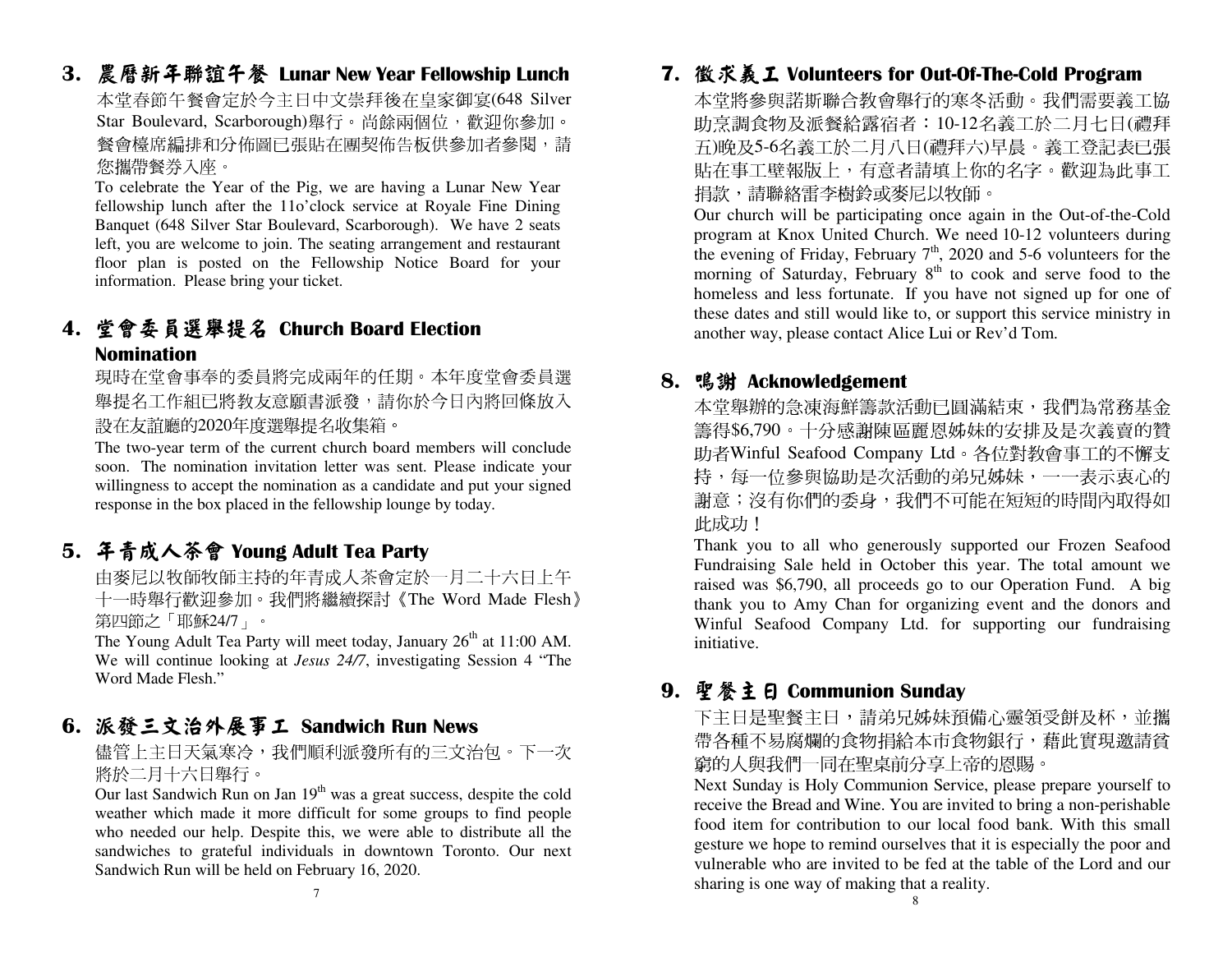## 3. 農曆新年聯誼午餐 Lunar New Year Fellowship Lunch

本堂春節午餐會定於今主日中文崇拜後在皇家御宴(648 Silver Star Boulevard, Scarborough)舉行。尚餘兩個位，歡迎你參加。餐會檯席編排和分佈圖已張貼在團契佈告板供參加者參閱，請您攜帶餐券入座。

To celebrate the Year of the Pig, we are having a Lunar New Year fellowship lunch after the 11o'clock service at Royale Fine Dining Banquet (648 Silver Star Boulevard, Scarborough). We have 2 seats left, you are welcome to join. The seating arrangement and restaurant floor plan is posted on the Fellowship Notice Board for your information. Please bring your ticket.

## 4. 堂會委員選舉提名 Church Board Election Nomination

現時在堂會事奉的委員將完成兩年的任期。本年度堂會委員選舉提名工作組已將教友意願書派發，請你於今日內將回條放入設在友誼廳的2020年度選舉提名收集箱。

The two-year term of the current church board members will conclude soon. The nomination invitation letter was sent. Please indicate your willingness to accept the nomination as a candidate and put your signed response in the box placed in the fellowship lounge by today.

## 5. 年青成人茶會 Young Adult Tea Party

由麥尼以牧師牧師主持的年青成人茶會定於一月二十六日上午十一時舉行歡迎參加。我們將繼續探討《The Word Made Flesh》第四節之「耶穌24/7」。

The Young Adult Tea Party will meet today, January 26th at 11:00 AM. We will continue looking at *Jesus 24/7*, investigating Session 4 "The Word Made Flesh."

## 6. 派發三文治外展事工 Sandwich Run News

儘管上主日天氣寒冷，我們順利派發所有的三文治包。下一次將於二月十六日舉行。

Our last Sandwich Run on Jan 19th was a great success, despite the cold weather which made it more difficult for some groups to find people who needed our help. Despite this, we were able to distribute all the sandwiches to grateful individuals in downtown Toronto. Our next Sandwich Run will be held on February 16, 2020.

## 7. 徵求義工 Volunteers for Out-Of-The-Cold Program

本堂將參與諾斯聯合教會舉行的寒冬活動。我們需要義工協助烹調食物及派餐給露宿者：10-12名義工於二月七日(禮拜五)晚及5-6名義工於二月八日(禮拜六)早晨。義工登記表已張貼在事工壁報版上，有意者請填上你的名字。歡迎為此事工捐款，請聯絡雷李樹鈴或麥尼以牧師。

Our church will be participating once again in the Out-of-the-Cold program at Knox United Church. We need 10-12 volunteers during the evening of Friday, February 7th, 2020 and 5-6 volunteers for the morning of Saturday, February 8th to cook and serve food to the homeless and less fortunate. If you have not signed up for one of these dates and still would like to, or support this service ministry in another way, please contact Alice Lui or Rev'd Tom.

## 8. 鳴謝 Acknowledgement

本堂舉辦的急凍海鮮籌款活動已圓滿結束，我們為常務基金籌得$6,790。十分感謝陳區麗恩姊妹的安排及是次義賣的贊助者Winful Seafood Company Ltd。各位對教會事工的不懈支持，每一位參與協助是次活動的弟兄姊妹，一一表示衷心的謝意；沒有你們的委身，我們不可能在短短的時間內取得如此成功！

Thank you to all who generously supported our Frozen Seafood Fundraising Sale held in October this year. The total amount we raised was $6,790, all proceeds go to our Operation Fund. A big thank you to Amy Chan for organizing event and the donors and Winful Seafood Company Ltd. for supporting our fundraising initiative.

## 9. 聖餐主日 Communion Sunday

下主日是聖餐主日，請弟兄姊妹預備心靈領受餅及杯，並攜帶各種不易腐爛的食物捐給本市食物銀行，藉此實現邀請貧窮的人與我們一同在聖桌前分享上帝的恩賜。

Next Sunday is Holy Communion Service, please prepare yourself to receive the Bread and Wine. You are invited to bring a non-perishable food item for contribution to our local food bank. With this small gesture we hope to remind ourselves that it is especially the poor and vulnerable who are invited to be fed at the table of the Lord and our sharing is one way of making that a reality.